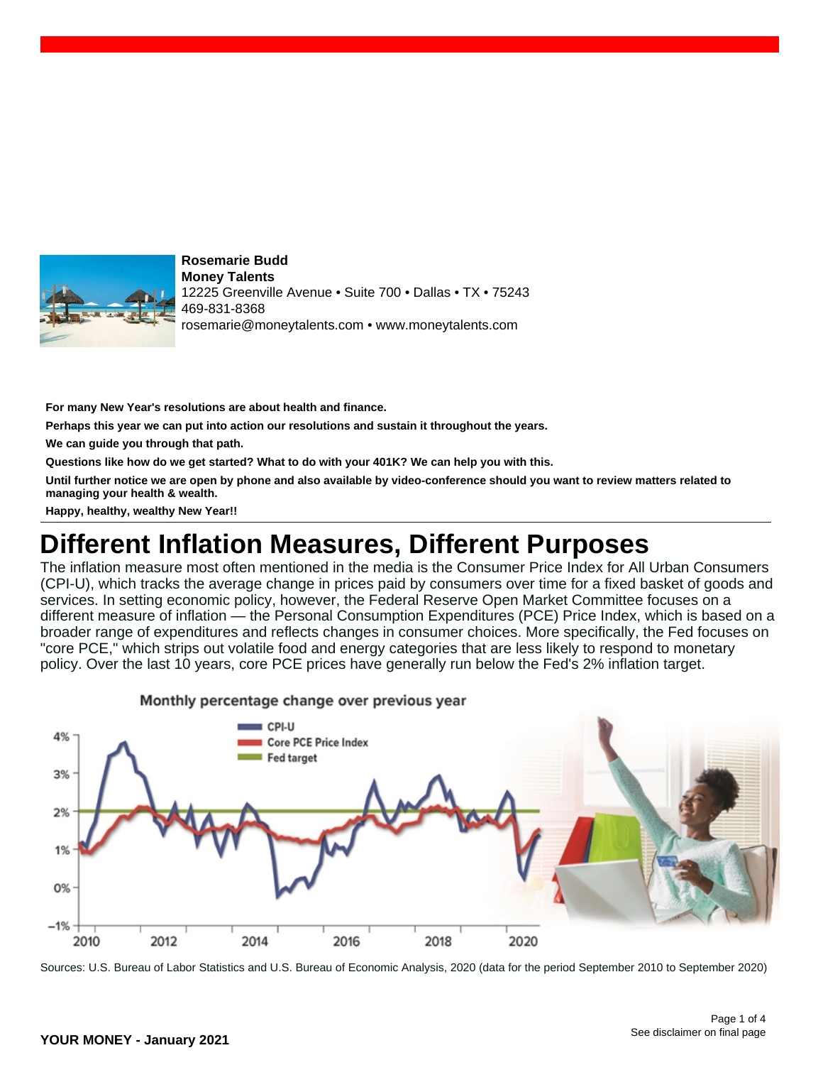**Rosemarie Budd**
**Money Talents**
12225 Greenville Avenue • Suite 700 • Dallas • TX • 75243
469-831-8368
rosemarie@moneytalents.com • www.moneytalents.com

**For many New Year's resolutions are about health and finance.**

**Perhaps this year we can put into action our resolutions and sustain it throughout the years.**

**We can guide you through that path.**

**Questions like how do we get started? What to do with your 401K? We can help you with this.**

**Until further notice we are open by phone and also available by video-conference should you want to review matters related to managing your health & wealth.**

**Happy, healthy, wealthy New Year!!**

# Different Inflation Measures, Different Purposes

The inflation measure most often mentioned in the media is the Consumer Price Index for All Urban Consumers (CPI-U), which tracks the average change in prices paid by consumers over time for a fixed basket of goods and services. In setting economic policy, however, the Federal Reserve Open Market Committee focuses on a different measure of inflation — the Personal Consumption Expenditures (PCE) Price Index, which is based on a broader range of expenditures and reflects changes in consumer choices. More specifically, the Fed focuses on "core PCE," which strips out volatile food and energy categories that are less likely to respond to monetary policy. Over the last 10 years, core PCE prices have generally run below the Fed's 2% inflation target.

Monthly percentage change over previous year

Sources: U.S. Bureau of Labor Statistics and U.S. Bureau of Economic Analysis, 2020 (data for the period September 2010 to September 2020)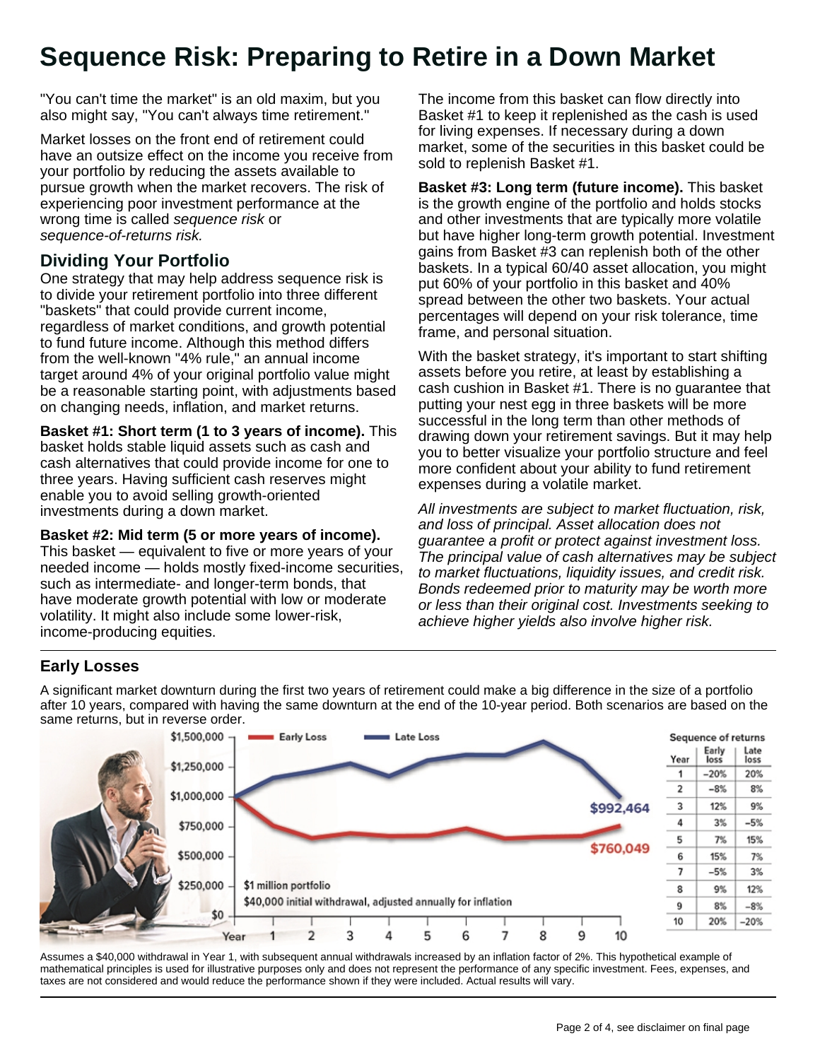# Sequence Risk: Preparing to Retire in a Down Market

"You can't time the market" is an old maxim, but you also might say, "You can't always time retirement."

Market losses on the front end of retirement could have an outsize effect on the income you receive from your portfolio by reducing the assets available to pursue growth when the market recovers. The risk of experiencing poor investment performance at the wrong time is called *sequence risk* or *sequence-of-returns risk.*

## Dividing Your Portfolio

One strategy that may help address sequence risk is to divide your retirement portfolio into three different "baskets" that could provide current income, regardless of market conditions, and growth potential to fund future income. Although this method differs from the well-known "4% rule," an annual income target around 4% of your original portfolio value might be a reasonable starting point, with adjustments based on changing needs, inflation, and market returns.

**Basket #1: Short term (1 to 3 years of income).** This basket holds stable liquid assets such as cash and cash alternatives that could provide income for one to three years. Having sufficient cash reserves might enable you to avoid selling growth-oriented investments during a down market.

**Basket #2: Mid term (5 or more years of income).** This basket — equivalent to five or more years of your needed income — holds mostly fixed-income securities, such as intermediate- and longer-term bonds, that have moderate growth potential with low or moderate volatility. It might also include some lower-risk, income-producing equities. The income from this basket can flow directly into Basket #1 to keep it replenished as the cash is used for living expenses. If necessary during a down market, some of the securities in this basket could be sold to replenish Basket #1.

**Basket #3: Long term (future income).** This basket is the growth engine of the portfolio and holds stocks and other investments that are typically more volatile but have higher long-term growth potential. Investment gains from Basket #3 can replenish both of the other baskets. In a typical 60/40 asset allocation, you might put 60% of your portfolio in this basket and 40% spread between the other two baskets. Your actual percentages will depend on your risk tolerance, time frame, and personal situation.

With the basket strategy, it's important to start shifting assets before you retire, at least by establishing a cash cushion in Basket #1. There is no guarantee that putting your nest egg in three baskets will be more successful in the long term than other methods of drawing down your retirement savings. But it may help you to better visualize your portfolio structure and feel more confident about your ability to fund retirement expenses during a volatile market.

*All investments are subject to market fluctuation, risk, and loss of principal. Asset allocation does not guarantee a profit or protect against investment loss. The principal value of cash alternatives may be subject to market fluctuations, liquidity issues, and credit risk. Bonds redeemed prior to maturity may be worth more or less than their original cost. Investments seeking to achieve higher yields also involve higher risk.*

---

### Early Losses

A significant market downturn during the first two years of retirement could make a big difference in the size of a portfolio after 10 years, compared with having the same downturn at the end of the 10-year period. Both scenarios are based on the same returns, but in reverse order.

Chart: Early Loss vs. Late Loss — $1 million portfolio; $40,000 initial withdrawal, adjusted annually for inflation. Ending values: Late Loss $992,464; Early Loss $760,049.

**Sequence of returns**

| Year | Early loss | Late loss |
|---|---|---|
| 1 | –20% | 20% |
| 2 | –8% | 8% |
| 3 | 12% | 9% |
| 4 | 3% | –5% |
| 5 | 7% | 15% |
| 6 | 15% | 7% |
| 7 | –5% | 3% |
| 8 | 9% | 12% |
| 9 | 8% | –8% |
| 10 | 20% | –20% |

Assumes a $40,000 withdrawal in Year 1, with subsequent annual withdrawals increased by an inflation factor of 2%. This hypothetical example of mathematical principles is used for illustrative purposes only and does not represent the performance of any specific investment. Fees, expenses, and taxes are not considered and would reduce the performance shown if they were included. Actual results will vary.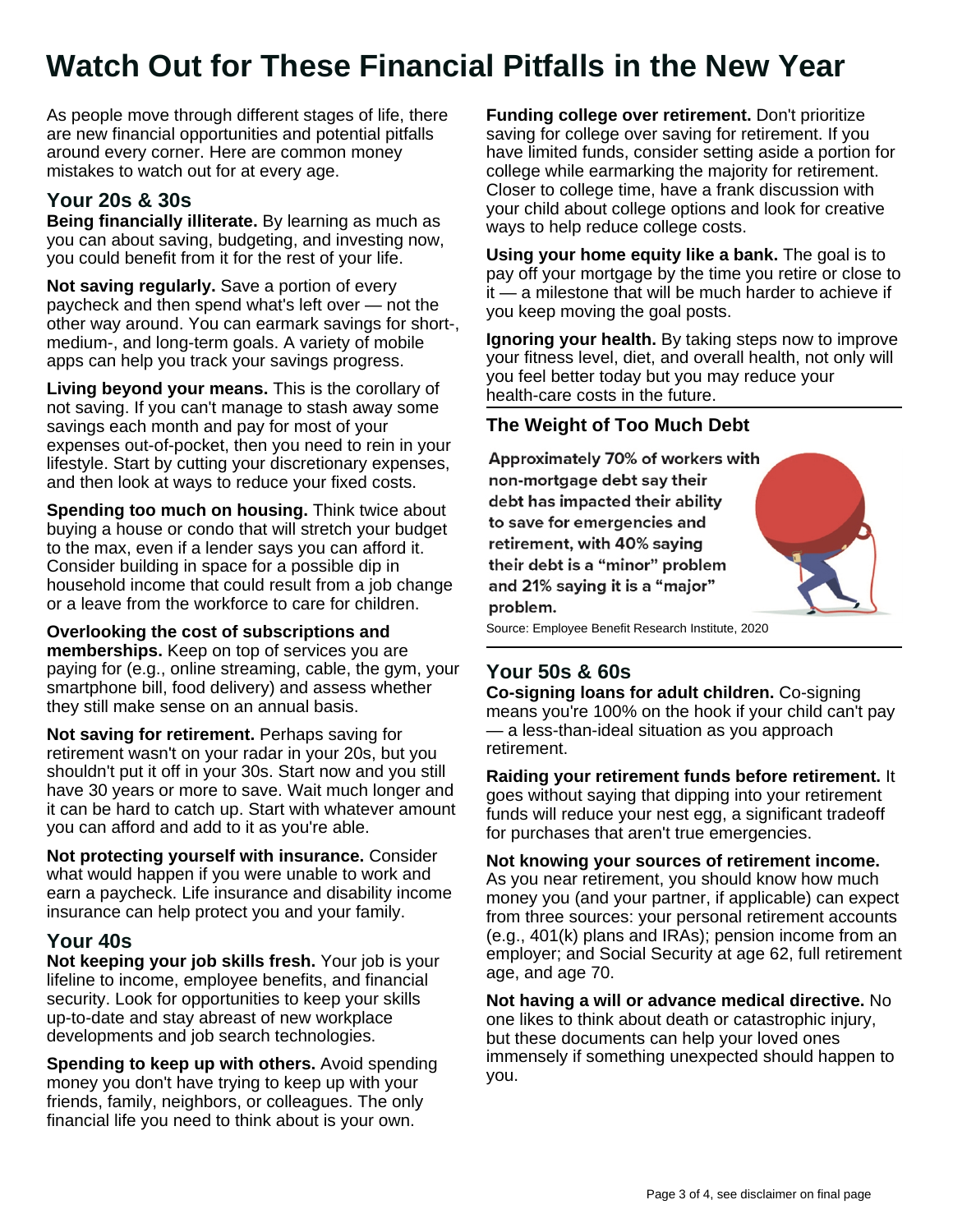# Watch Out for These Financial Pitfalls in the New Year

As people move through different stages of life, there are new financial opportunities and potential pitfalls around every corner. Here are common money mistakes to watch out for at every age.

## Your 20s & 30s

**Being financially illiterate.** By learning as much as you can about saving, budgeting, and investing now, you could benefit from it for the rest of your life.

**Not saving regularly.** Save a portion of every paycheck and then spend what's left over — not the other way around. You can earmark savings for short-, medium-, and long-term goals. A variety of mobile apps can help you track your savings progress.

**Living beyond your means.** This is the corollary of not saving. If you can't manage to stash away some savings each month and pay for most of your expenses out-of-pocket, then you need to rein in your lifestyle. Start by cutting your discretionary expenses, and then look at ways to reduce your fixed costs.

**Spending too much on housing.** Think twice about buying a house or condo that will stretch your budget to the max, even if a lender says you can afford it. Consider building in space for a possible dip in household income that could result from a job change or a leave from the workforce to care for children.

**Overlooking the cost of subscriptions and memberships.** Keep on top of services you are paying for (e.g., online streaming, cable, the gym, your smartphone bill, food delivery) and assess whether they still make sense on an annual basis.

**Not saving for retirement.** Perhaps saving for retirement wasn't on your radar in your 20s, but you shouldn't put it off in your 30s. Start now and you still have 30 years or more to save. Wait much longer and it can be hard to catch up. Start with whatever amount you can afford and add to it as you're able.

**Not protecting yourself with insurance.** Consider what would happen if you were unable to work and earn a paycheck. Life insurance and disability income insurance can help protect you and your family.

## Your 40s

**Not keeping your job skills fresh.** Your job is your lifeline to income, employee benefits, and financial security. Look for opportunities to keep your skills up-to-date and stay abreast of new workplace developments and job search technologies.

**Spending to keep up with others.** Avoid spending money you don't have trying to keep up with your friends, family, neighbors, or colleagues. The only financial life you need to think about is your own.

**Funding college over retirement.** Don't prioritize saving for college over saving for retirement. If you have limited funds, consider setting aside a portion for college while earmarking the majority for retirement. Closer to college time, have a frank discussion with your child about college options and look for creative ways to help reduce college costs.

**Using your home equity like a bank.** The goal is to pay off your mortgage by the time you retire or close to it — a milestone that will be much harder to achieve if you keep moving the goal posts.

**Ignoring your health.** By taking steps now to improve your fitness level, diet, and overall health, not only will you feel better today but you may reduce your health-care costs in the future.

### The Weight of Too Much Debt

**Approximately 70% of workers with non-mortgage debt say their debt has impacted their ability to save for emergencies and retirement, with 40% saying their debt is a "minor" problem and 21% saying it is a "major" problem.**

Source: Employee Benefit Research Institute, 2020

## Your 50s & 60s

**Co-signing loans for adult children.** Co-signing means you're 100% on the hook if your child can't pay — a less-than-ideal situation as you approach retirement.

**Raiding your retirement funds before retirement.** It goes without saying that dipping into your retirement funds will reduce your nest egg, a significant tradeoff for purchases that aren't true emergencies.

**Not knowing your sources of retirement income.** As you near retirement, you should know how much money you (and your partner, if applicable) can expect from three sources: your personal retirement accounts (e.g., 401(k) plans and IRAs); pension income from an employer; and Social Security at age 62, full retirement age, and age 70.

**Not having a will or advance medical directive.** No one likes to think about death or catastrophic injury, but these documents can help your loved ones immensely if something unexpected should happen to you.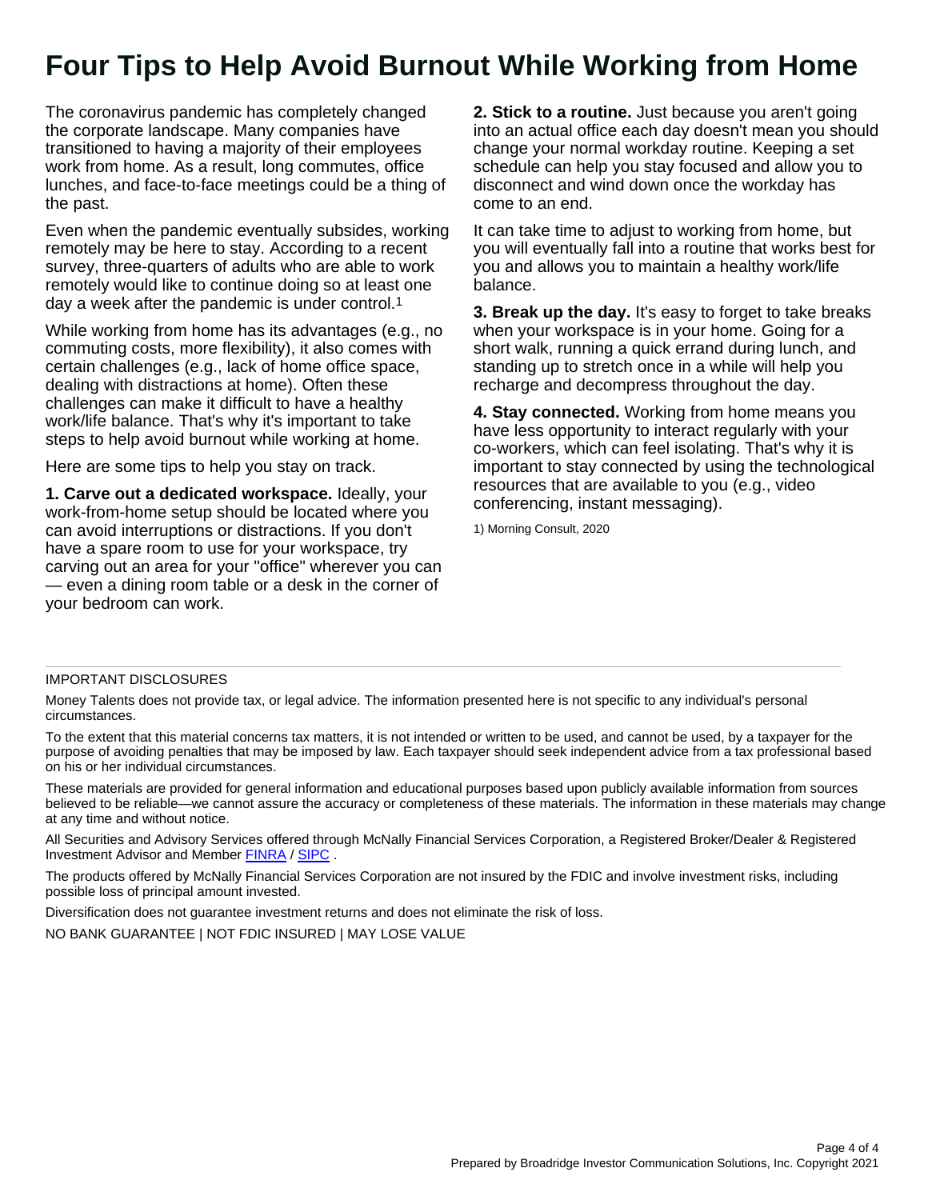# Four Tips to Help Avoid Burnout While Working from Home

The coronavirus pandemic has completely changed the corporate landscape. Many companies have transitioned to having a majority of their employees work from home. As a result, long commutes, office lunches, and face-to-face meetings could be a thing of the past.

Even when the pandemic eventually subsides, working remotely may be here to stay. According to a recent survey, three-quarters of adults who are able to work remotely would like to continue doing so at least one day a week after the pandemic is under control.[1]

While working from home has its advantages (e.g., no commuting costs, more flexibility), it also comes with certain challenges (e.g., lack of home office space, dealing with distractions at home). Often these challenges can make it difficult to have a healthy work/life balance. That's why it's important to take steps to help avoid burnout while working at home.

Here are some tips to help you stay on track.

**1. Carve out a dedicated workspace.** Ideally, your work-from-home setup should be located where you can avoid interruptions or distractions. If you don't have a spare room to use for your workspace, try carving out an area for your "office" wherever you can — even a dining room table or a desk in the corner of your bedroom can work.

**2. Stick to a routine.** Just because you aren't going into an actual office each day doesn't mean you should change your normal workday routine. Keeping a set schedule can help you stay focused and allow you to disconnect and wind down once the workday has come to an end.

It can take time to adjust to working from home, but you will eventually fall into a routine that works best for you and allows you to maintain a healthy work/life balance.

**3. Break up the day.** It's easy to forget to take breaks when your workspace is in your home. Going for a short walk, running a quick errand during lunch, and standing up to stretch once in a while will help you recharge and decompress throughout the day.

**4. Stay connected.** Working from home means you have less opportunity to interact regularly with your co-workers, which can feel isolating. That's why it is important to stay connected by using the technological resources that are available to you (e.g., video conferencing, instant messaging).

1) Morning Consult, 2020

---

IMPORTANT DISCLOSURES

Money Talents does not provide tax, or legal advice. The information presented here is not specific to any individual's personal circumstances.

To the extent that this material concerns tax matters, it is not intended or written to be used, and cannot be used, by a taxpayer for the purpose of avoiding penalties that may be imposed by law. Each taxpayer should seek independent advice from a tax professional based on his or her individual circumstances.

These materials are provided for general information and educational purposes based upon publicly available information from sources believed to be reliable—we cannot assure the accuracy or completeness of these materials. The information in these materials may change at any time and without notice.

All Securities and Advisory Services offered through McNally Financial Services Corporation, a Registered Broker/Dealer & Registered Investment Advisor and Member FINRA / SIPC .

The products offered by McNally Financial Services Corporation are not insured by the FDIC and involve investment risks, including possible loss of principal amount invested.

Diversification does not guarantee investment returns and does not eliminate the risk of loss.

NO BANK GUARANTEE | NOT FDIC INSURED | MAY LOSE VALUE

Prepared by Broadridge Investor Communication Solutions, Inc. Copyright 2021